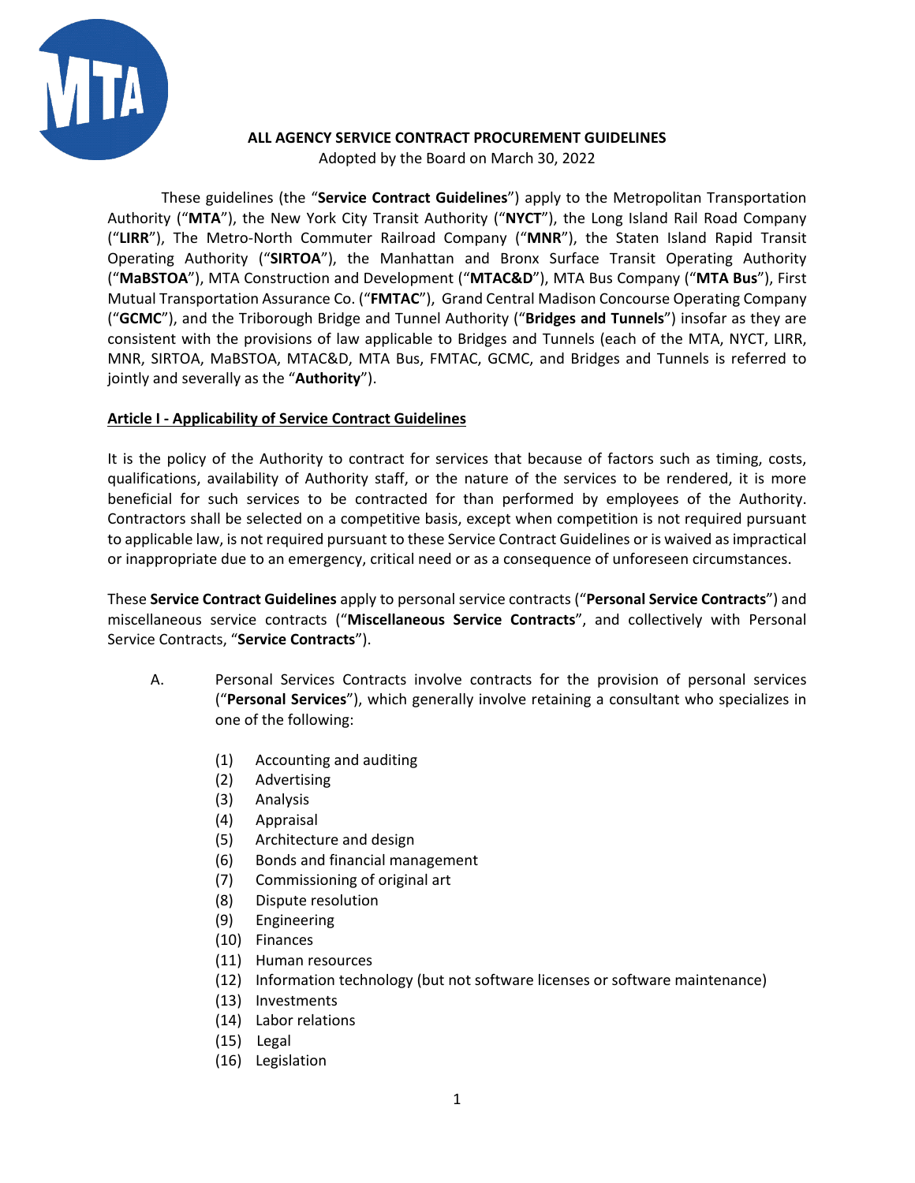**ALL AGENCY SERVICE CONTRACT PROCUREMENT GUIDELINES**

Adopted by the Board on March 30, 2022

These guidelines (the "**Service Contract Guidelines**") apply to the Metropolitan Transportation Authority ("**MTA**"), the New York City Transit Authority ("**NYCT**"), the Long Island Rail Road Company ("**LIRR**"), The Metro-North Commuter Railroad Company ("**MNR**"), the Staten Island Rapid Transit Operating Authority ("**SIRTOA**"), the Manhattan and Bronx Surface Transit Operating Authority ("**MaBSTOA**"), MTA Construction and Development ("**MTAC&D**"), MTA Bus Company ("**MTA Bus**"), First Mutual Transportation Assurance Co. ("**FMTAC**"), Grand Central Madison Concourse Operating Company ("**GCMC**"), and the Triborough Bridge and Tunnel Authority ("**Bridges and Tunnels**") insofar as they are consistent with the provisions of law applicable to Bridges and Tunnels (each of the MTA, NYCT, LIRR, MNR, SIRTOA, MaBSTOA, MTAC&D, MTA Bus, FMTAC, GCMC, and Bridges and Tunnels is referred to jointly and severally as the "**Authority**").

## Article I - Applicability of Service Contract Guidelines

It is the policy of the Authority to contract for services that because of factors such as timing, costs, qualifications, availability of Authority staff, or the nature of the services to be rendered, it is more beneficial for such services to be contracted for than performed by employees of the Authority. Contractors shall be selected on a competitive basis, except when competition is not required pursuant to applicable law, is not required pursuant to these Service Contract Guidelines or is waived as impractical or inappropriate due to an emergency, critical need or as a consequence of unforeseen circumstances.

These **Service Contract Guidelines** apply to personal service contracts ("**Personal Service Contracts**") and miscellaneous service contracts ("**Miscellaneous Service Contracts**", and collectively with Personal Service Contracts, "**Service Contracts**").

A. Personal Services Contracts involve contracts for the provision of personal services ("**Personal Services**"), which generally involve retaining a consultant who specializes in one of the following:

(1) Accounting and auditing
(2) Advertising
(3) Analysis
(4) Appraisal
(5) Architecture and design
(6) Bonds and financial management
(7) Commissioning of original art
(8) Dispute resolution
(9) Engineering
(10) Finances
(11) Human resources
(12) Information technology (but not software licenses or software maintenance)
(13) Investments
(14) Labor relations
(15) Legal
(16) Legislation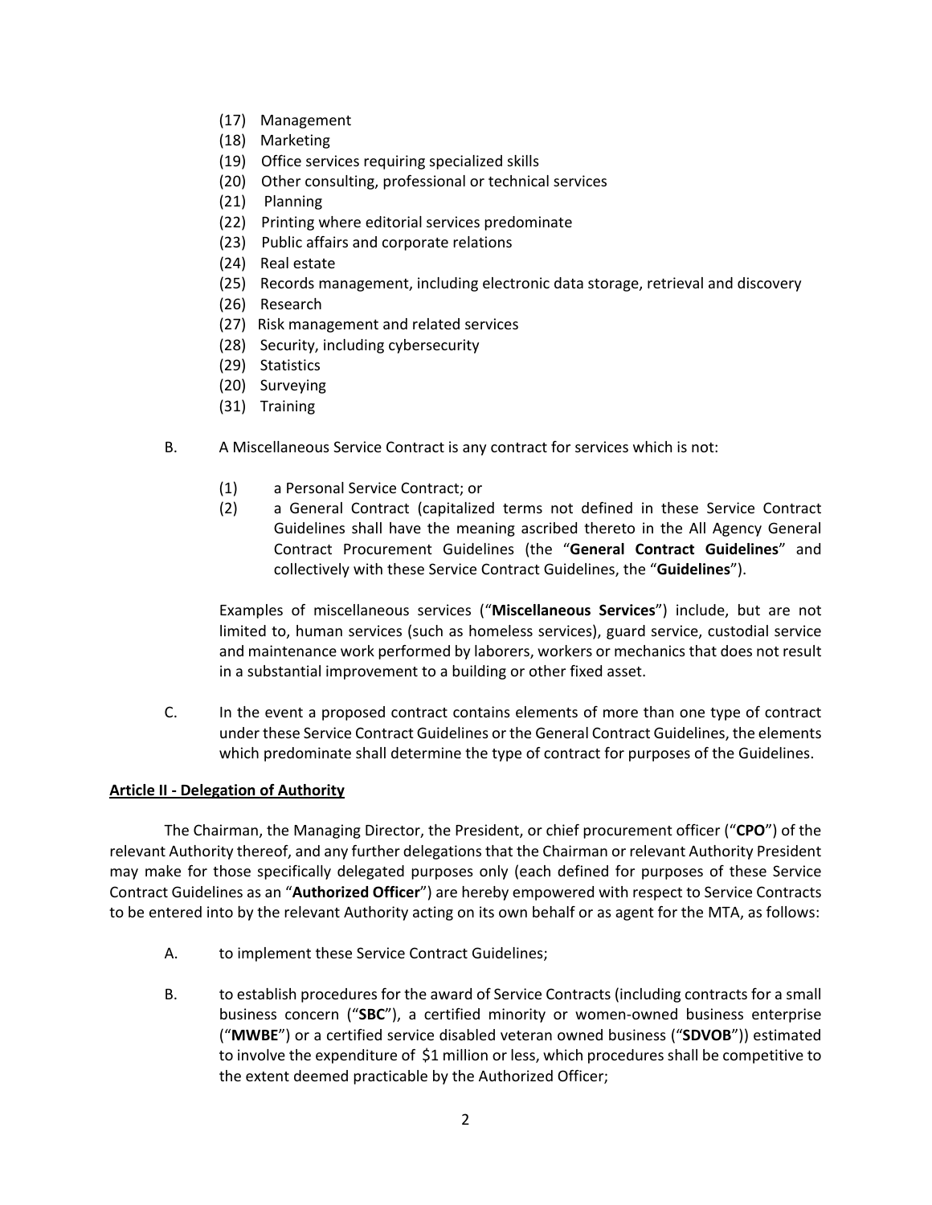(17) Management
(18) Marketing
(19) Office services requiring specialized skills
(20) Other consulting, professional or technical services
(21) Planning
(22) Printing where editorial services predominate
(23) Public affairs and corporate relations
(24) Real estate
(25) Records management, including electronic data storage, retrieval and discovery
(26) Research
(27) Risk management and related services
(28) Security, including cybersecurity
(29) Statistics
(20) Surveying
(31) Training

B. A Miscellaneous Service Contract is any contract for services which is not:

(1) a Personal Service Contract; or
(2) a General Contract (capitalized terms not defined in these Service Contract Guidelines shall have the meaning ascribed thereto in the All Agency General Contract Procurement Guidelines (the "**General Contract Guidelines**" and collectively with these Service Contract Guidelines, the "**Guidelines**").

Examples of miscellaneous services ("**Miscellaneous Services**") include, but are not limited to, human services (such as homeless services), guard service, custodial service and maintenance work performed by laborers, workers or mechanics that does not result in a substantial improvement to a building or other fixed asset.

C. In the event a proposed contract contains elements of more than one type of contract under these Service Contract Guidelines or the General Contract Guidelines, the elements which predominate shall determine the type of contract for purposes of the Guidelines.

**Article II - Delegation of Authority**

The Chairman, the Managing Director, the President, or chief procurement officer ("**CPO**") of the relevant Authority thereof, and any further delegations that the Chairman or relevant Authority President may make for those specifically delegated purposes only (each defined for purposes of these Service Contract Guidelines as an "**Authorized Officer**") are hereby empowered with respect to Service Contracts to be entered into by the relevant Authority acting on its own behalf or as agent for the MTA, as follows:

A. to implement these Service Contract Guidelines;

B. to establish procedures for the award of Service Contracts (including contracts for a small business concern ("**SBC**"), a certified minority or women-owned business enterprise ("**MWBE**") or a certified service disabled veteran owned business ("**SDVOB**")) estimated to involve the expenditure of $1 million or less, which procedures shall be competitive to the extent deemed practicable by the Authorized Officer;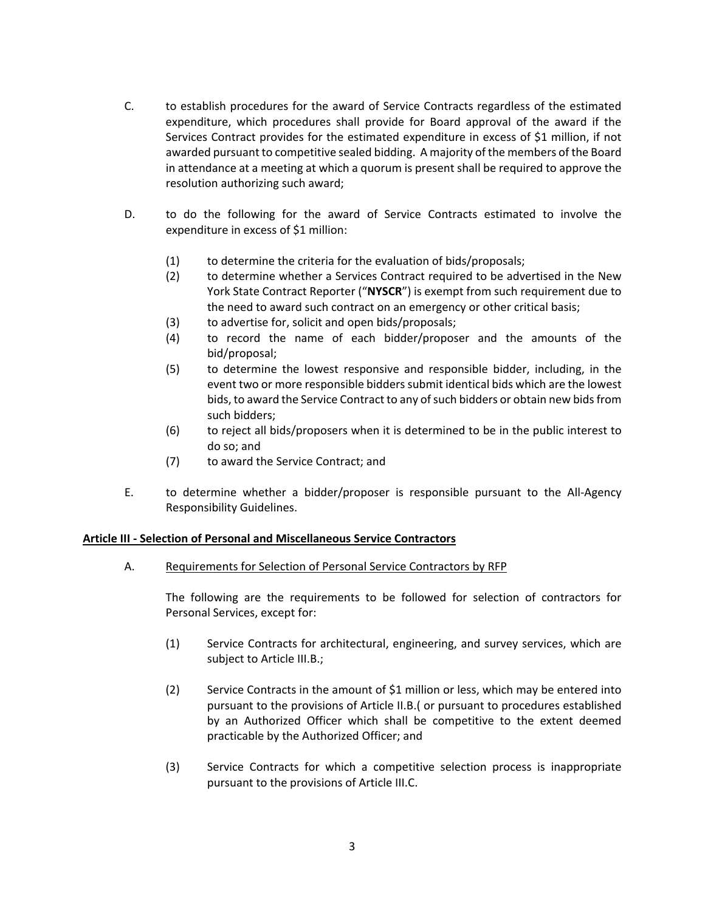C. to establish procedures for the award of Service Contracts regardless of the estimated expenditure, which procedures shall provide for Board approval of the award if the Services Contract provides for the estimated expenditure in excess of $1 million, if not awarded pursuant to competitive sealed bidding. A majority of the members of the Board in attendance at a meeting at which a quorum is present shall be required to approve the resolution authorizing such award;

D. to do the following for the award of Service Contracts estimated to involve the expenditure in excess of $1 million:

   (1) to determine the criteria for the evaluation of bids/proposals;
   (2) to determine whether a Services Contract required to be advertised in the New York State Contract Reporter ("**NYSCR**") is exempt from such requirement due to the need to award such contract on an emergency or other critical basis;
   (3) to advertise for, solicit and open bids/proposals;
   (4) to record the name of each bidder/proposer and the amounts of the bid/proposal;
   (5) to determine the lowest responsive and responsible bidder, including, in the event two or more responsible bidders submit identical bids which are the lowest bids, to award the Service Contract to any of such bidders or obtain new bids from such bidders;
   (6) to reject all bids/proposers when it is determined to be in the public interest to do so; and
   (7) to award the Service Contract; and

E. to determine whether a bidder/proposer is responsible pursuant to the All-Agency Responsibility Guidelines.

**Article III - Selection of Personal and Miscellaneous Service Contractors**

A. Requirements for Selection of Personal Service Contractors by RFP

   The following are the requirements to be followed for selection of contractors for Personal Services, except for:

   (1) Service Contracts for architectural, engineering, and survey services, which are subject to Article III.B.;

   (2) Service Contracts in the amount of $1 million or less, which may be entered into pursuant to the provisions of Article II.B.( or pursuant to procedures established by an Authorized Officer which shall be competitive to the extent deemed practicable by the Authorized Officer; and

   (3) Service Contracts for which a competitive selection process is inappropriate pursuant to the provisions of Article III.C.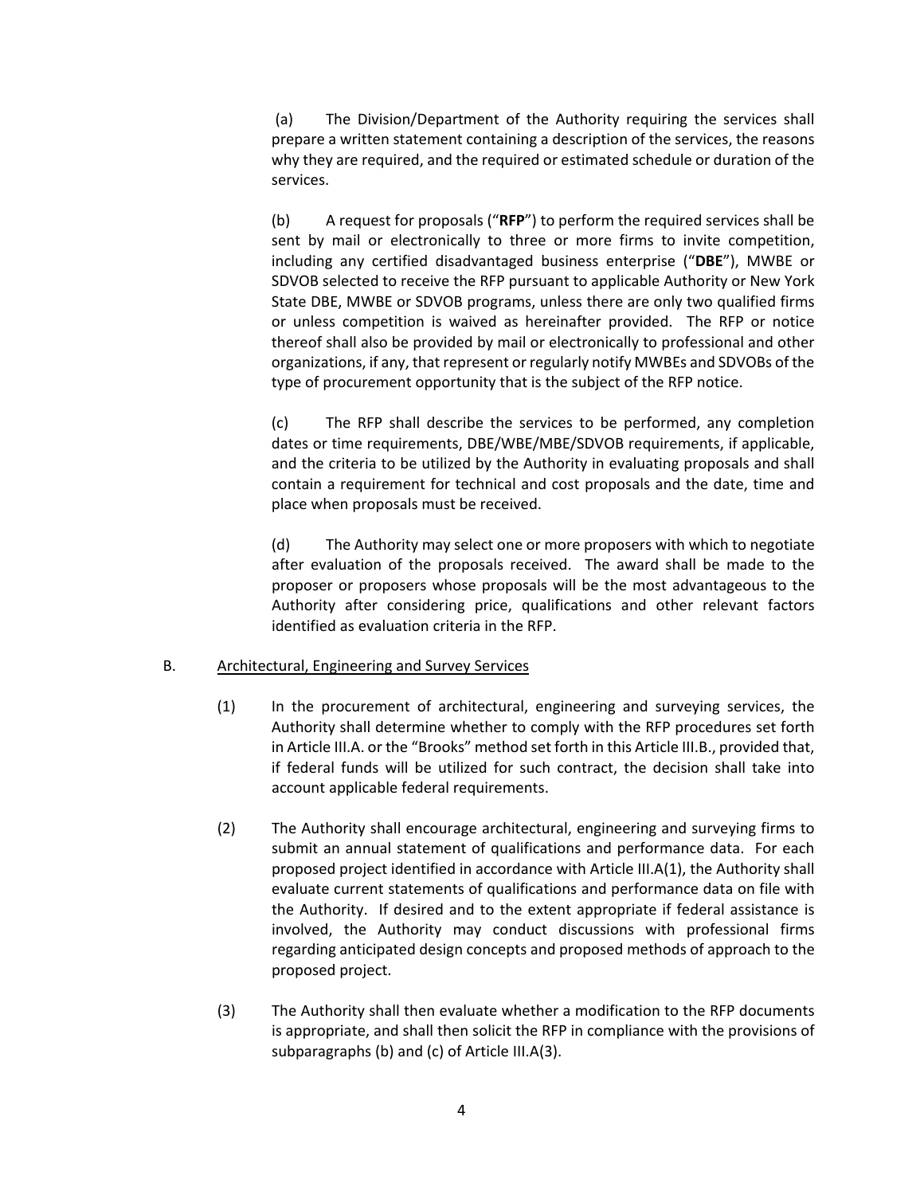(a) The Division/Department of the Authority requiring the services shall prepare a written statement containing a description of the services, the reasons why they are required, and the required or estimated schedule or duration of the services.

(b) A request for proposals ("**RFP**") to perform the required services shall be sent by mail or electronically to three or more firms to invite competition, including any certified disadvantaged business enterprise ("**DBE**"), MWBE or SDVOB selected to receive the RFP pursuant to applicable Authority or New York State DBE, MWBE or SDVOB programs, unless there are only two qualified firms or unless competition is waived as hereinafter provided. The RFP or notice thereof shall also be provided by mail or electronically to professional and other organizations, if any, that represent or regularly notify MWBEs and SDVOBs of the type of procurement opportunity that is the subject of the RFP notice.

(c) The RFP shall describe the services to be performed, any completion dates or time requirements, DBE/WBE/MBE/SDVOB requirements, if applicable, and the criteria to be utilized by the Authority in evaluating proposals and shall contain a requirement for technical and cost proposals and the date, time and place when proposals must be received.

(d) The Authority may select one or more proposers with which to negotiate after evaluation of the proposals received. The award shall be made to the proposer or proposers whose proposals will be the most advantageous to the Authority after considering price, qualifications and other relevant factors identified as evaluation criteria in the RFP.

B. <u>Architectural, Engineering and Survey Services</u>

(1) In the procurement of architectural, engineering and surveying services, the Authority shall determine whether to comply with the RFP procedures set forth in Article III.A. or the "Brooks" method set forth in this Article III.B., provided that, if federal funds will be utilized for such contract, the decision shall take into account applicable federal requirements.

(2) The Authority shall encourage architectural, engineering and surveying firms to submit an annual statement of qualifications and performance data. For each proposed project identified in accordance with Article III.A(1), the Authority shall evaluate current statements of qualifications and performance data on file with the Authority. If desired and to the extent appropriate if federal assistance is involved, the Authority may conduct discussions with professional firms regarding anticipated design concepts and proposed methods of approach to the proposed project.

(3) The Authority shall then evaluate whether a modification to the RFP documents is appropriate, and shall then solicit the RFP in compliance with the provisions of subparagraphs (b) and (c) of Article III.A(3).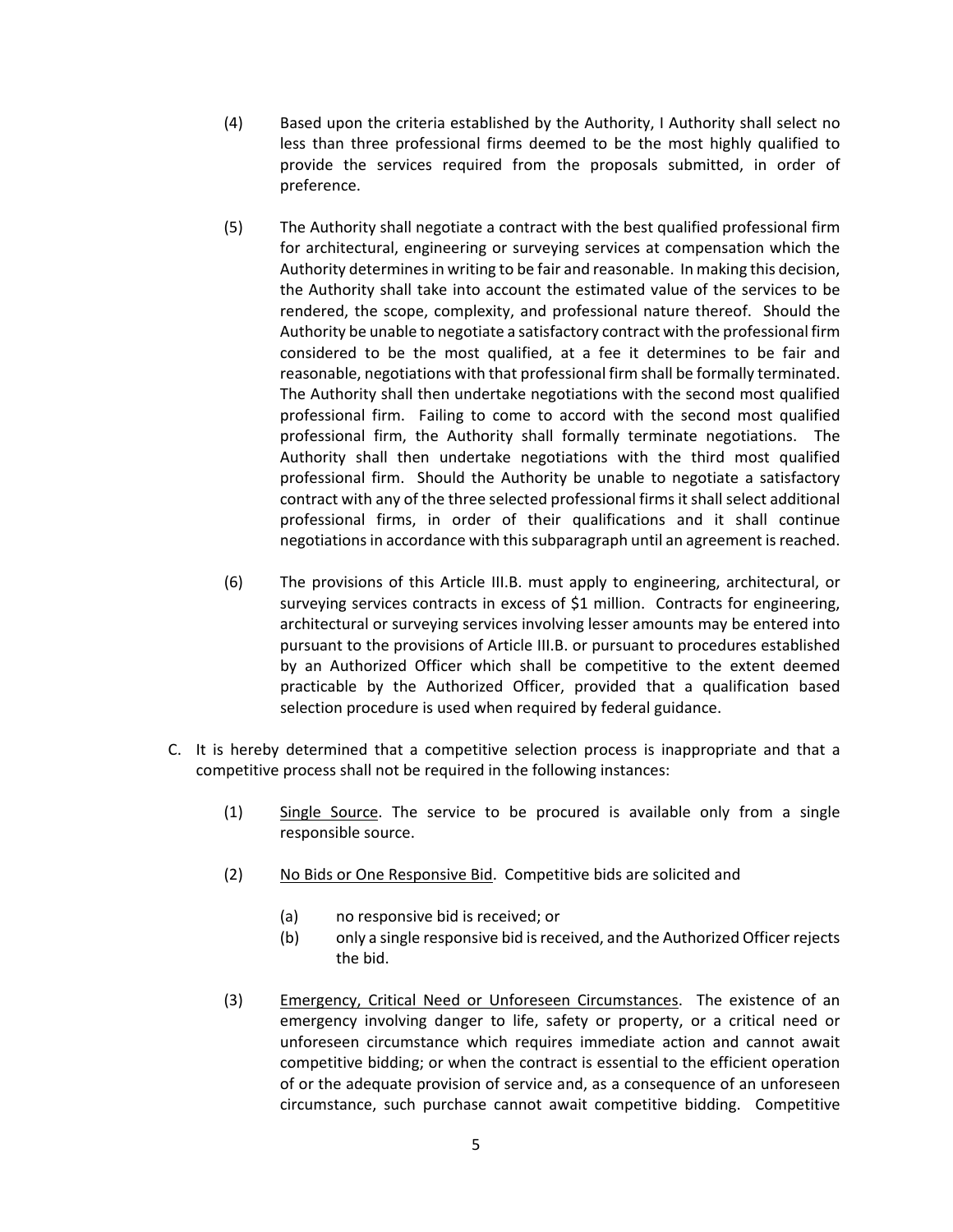(4) Based upon the criteria established by the Authority, I Authority shall select no less than three professional firms deemed to be the most highly qualified to provide the services required from the proposals submitted, in order of preference.

(5) The Authority shall negotiate a contract with the best qualified professional firm for architectural, engineering or surveying services at compensation which the Authority determines in writing to be fair and reasonable. In making this decision, the Authority shall take into account the estimated value of the services to be rendered, the scope, complexity, and professional nature thereof. Should the Authority be unable to negotiate a satisfactory contract with the professional firm considered to be the most qualified, at a fee it determines to be fair and reasonable, negotiations with that professional firm shall be formally terminated. The Authority shall then undertake negotiations with the second most qualified professional firm. Failing to come to accord with the second most qualified professional firm, the Authority shall formally terminate negotiations. The Authority shall then undertake negotiations with the third most qualified professional firm. Should the Authority be unable to negotiate a satisfactory contract with any of the three selected professional firms it shall select additional professional firms, in order of their qualifications and it shall continue negotiations in accordance with this subparagraph until an agreement is reached.

(6) The provisions of this Article III.B. must apply to engineering, architectural, or surveying services contracts in excess of $1 million. Contracts for engineering, architectural or surveying services involving lesser amounts may be entered into pursuant to the provisions of Article III.B. or pursuant to procedures established by an Authorized Officer which shall be competitive to the extent deemed practicable by the Authorized Officer, provided that a qualification based selection procedure is used when required by federal guidance.

C. It is hereby determined that a competitive selection process is inappropriate and that a competitive process shall not be required in the following instances:

(1) <u>Single Source</u>. The service to be procured is available only from a single responsible source.

(2) <u>No Bids or One Responsive Bid</u>. Competitive bids are solicited and

(a) no responsive bid is received; or
(b) only a single responsive bid is received, and the Authorized Officer rejects the bid.

(3) <u>Emergency, Critical Need or Unforeseen Circumstances</u>. The existence of an emergency involving danger to life, safety or property, or a critical need or unforeseen circumstance which requires immediate action and cannot await competitive bidding; or when the contract is essential to the efficient operation of or the adequate provision of service and, as a consequence of an unforeseen circumstance, such purchase cannot await competitive bidding. Competitive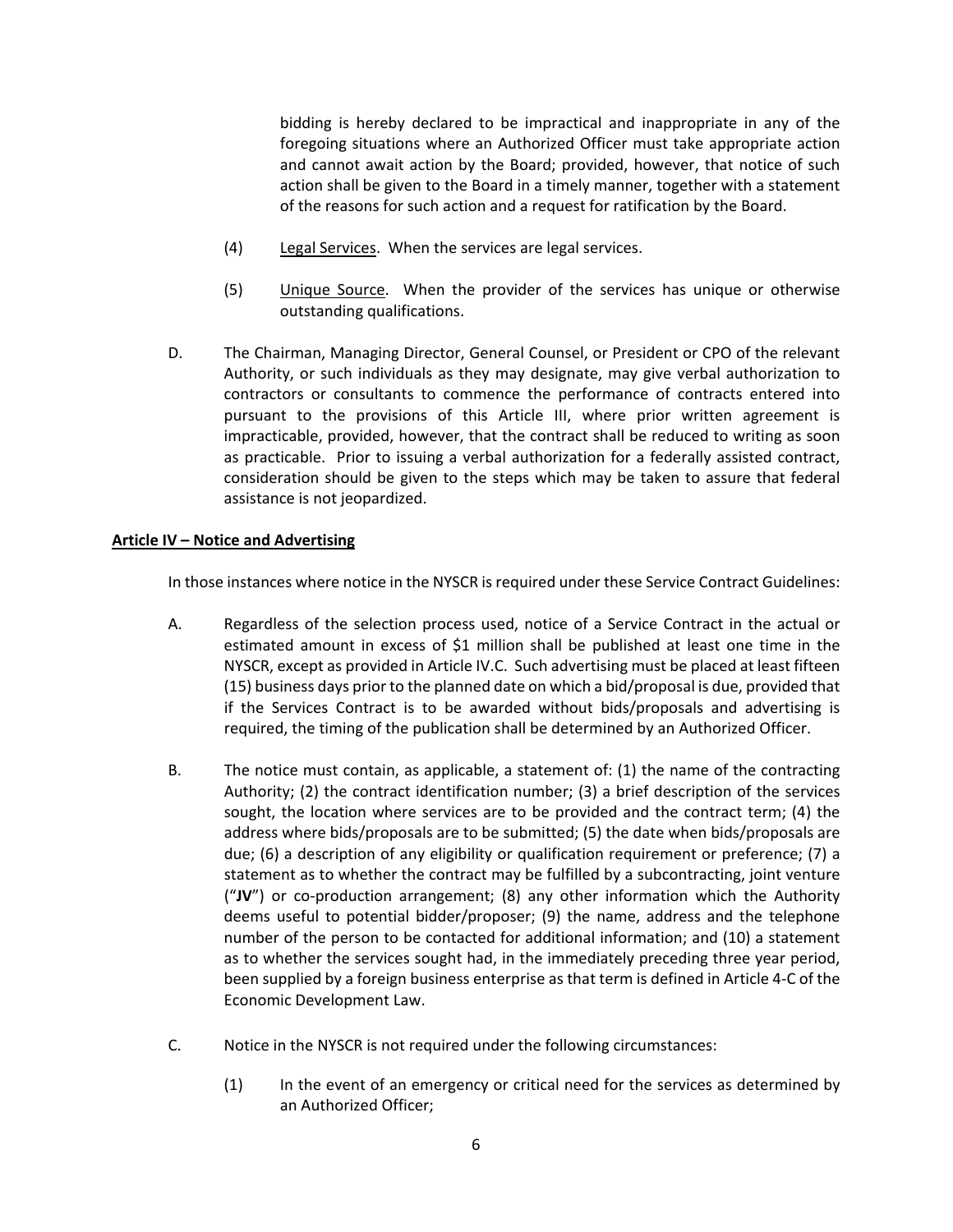bidding is hereby declared to be impractical and inappropriate in any of the foregoing situations where an Authorized Officer must take appropriate action and cannot await action by the Board; provided, however, that notice of such action shall be given to the Board in a timely manner, together with a statement of the reasons for such action and a request for ratification by the Board.

(4) Legal Services. When the services are legal services.

(5) Unique Source. When the provider of the services has unique or otherwise outstanding qualifications.

D. The Chairman, Managing Director, General Counsel, or President or CPO of the relevant Authority, or such individuals as they may designate, may give verbal authorization to contractors or consultants to commence the performance of contracts entered into pursuant to the provisions of this Article III, where prior written agreement is impracticable, provided, however, that the contract shall be reduced to writing as soon as practicable. Prior to issuing a verbal authorization for a federally assisted contract, consideration should be given to the steps which may be taken to assure that federal assistance is not jeopardized.

## Article IV – Notice and Advertising

In those instances where notice in the NYSCR is required under these Service Contract Guidelines:

A. Regardless of the selection process used, notice of a Service Contract in the actual or estimated amount in excess of $1 million shall be published at least one time in the NYSCR, except as provided in Article IV.C. Such advertising must be placed at least fifteen (15) business days prior to the planned date on which a bid/proposal is due, provided that if the Services Contract is to be awarded without bids/proposals and advertising is required, the timing of the publication shall be determined by an Authorized Officer.

B. The notice must contain, as applicable, a statement of: (1) the name of the contracting Authority; (2) the contract identification number; (3) a brief description of the services sought, the location where services are to be provided and the contract term; (4) the address where bids/proposals are to be submitted; (5) the date when bids/proposals are due; (6) a description of any eligibility or qualification requirement or preference; (7) a statement as to whether the contract may be fulfilled by a subcontracting, joint venture ("**JV**") or co-production arrangement; (8) any other information which the Authority deems useful to potential bidder/proposer; (9) the name, address and the telephone number of the person to be contacted for additional information; and (10) a statement as to whether the services sought had, in the immediately preceding three year period, been supplied by a foreign business enterprise as that term is defined in Article 4-C of the Economic Development Law.

C. Notice in the NYSCR is not required under the following circumstances:

(1) In the event of an emergency or critical need for the services as determined by an Authorized Officer;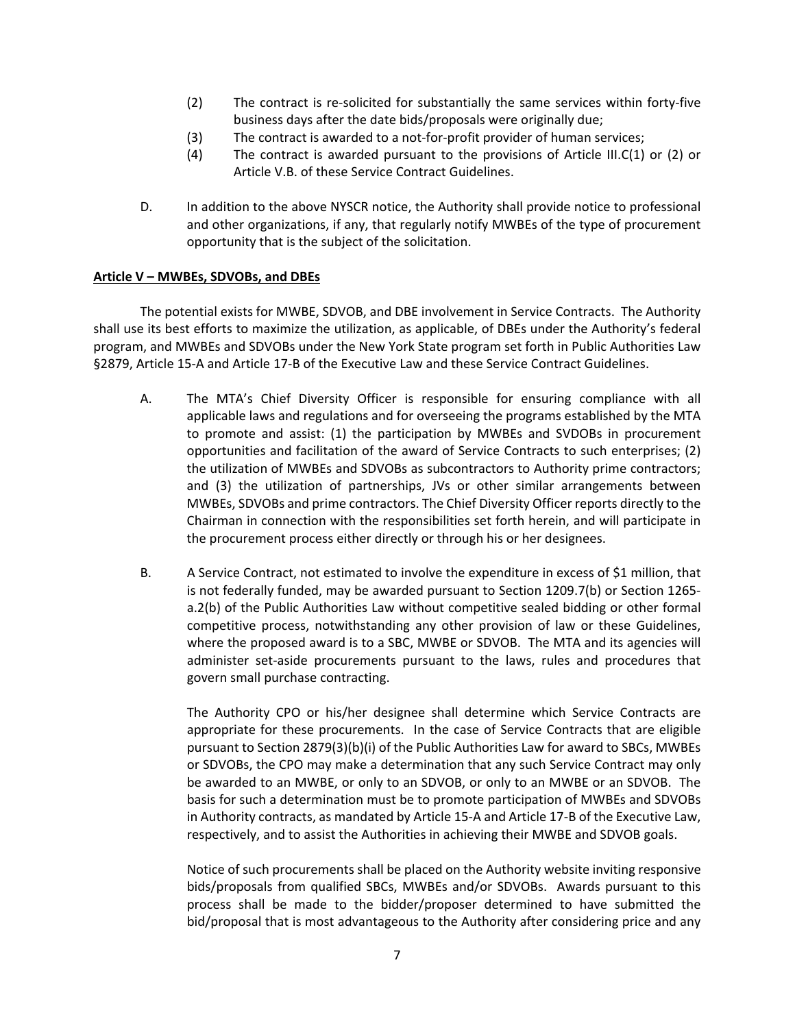(2) The contract is re-solicited for substantially the same services within forty-five business days after the date bids/proposals were originally due;

(3) The contract is awarded to a not-for-profit provider of human services;

(4) The contract is awarded pursuant to the provisions of Article III.C(1) or (2) or Article V.B. of these Service Contract Guidelines.

D. In addition to the above NYSCR notice, the Authority shall provide notice to professional and other organizations, if any, that regularly notify MWBEs of the type of procurement opportunity that is the subject of the solicitation.

**Article V – MWBEs, SDVOBs, and DBEs**

The potential exists for MWBE, SDVOB, and DBE involvement in Service Contracts. The Authority shall use its best efforts to maximize the utilization, as applicable, of DBEs under the Authority's federal program, and MWBEs and SDVOBs under the New York State program set forth in Public Authorities Law §2879, Article 15-A and Article 17-B of the Executive Law and these Service Contract Guidelines.

A. The MTA's Chief Diversity Officer is responsible for ensuring compliance with all applicable laws and regulations and for overseeing the programs established by the MTA to promote and assist: (1) the participation by MWBEs and SVDOBs in procurement opportunities and facilitation of the award of Service Contracts to such enterprises; (2) the utilization of MWBEs and SDVOBs as subcontractors to Authority prime contractors; and (3) the utilization of partnerships, JVs or other similar arrangements between MWBEs, SDVOBs and prime contractors. The Chief Diversity Officer reports directly to the Chairman in connection with the responsibilities set forth herein, and will participate in the procurement process either directly or through his or her designees.

B. A Service Contract, not estimated to involve the expenditure in excess of $1 million, that is not federally funded, may be awarded pursuant to Section 1209.7(b) or Section 1265-a.2(b) of the Public Authorities Law without competitive sealed bidding or other formal competitive process, notwithstanding any other provision of law or these Guidelines, where the proposed award is to a SBC, MWBE or SDVOB. The MTA and its agencies will administer set-aside procurements pursuant to the laws, rules and procedures that govern small purchase contracting.

The Authority CPO or his/her designee shall determine which Service Contracts are appropriate for these procurements. In the case of Service Contracts that are eligible pursuant to Section 2879(3)(b)(i) of the Public Authorities Law for award to SBCs, MWBEs or SDVOBs, the CPO may make a determination that any such Service Contract may only be awarded to an MWBE, or only to an SDVOB, or only to an MWBE or an SDVOB. The basis for such a determination must be to promote participation of MWBEs and SDVOBs in Authority contracts, as mandated by Article 15-A and Article 17-B of the Executive Law, respectively, and to assist the Authorities in achieving their MWBE and SDVOB goals.

Notice of such procurements shall be placed on the Authority website inviting responsive bids/proposals from qualified SBCs, MWBEs and/or SDVOBs. Awards pursuant to this process shall be made to the bidder/proposer determined to have submitted the bid/proposal that is most advantageous to the Authority after considering price and any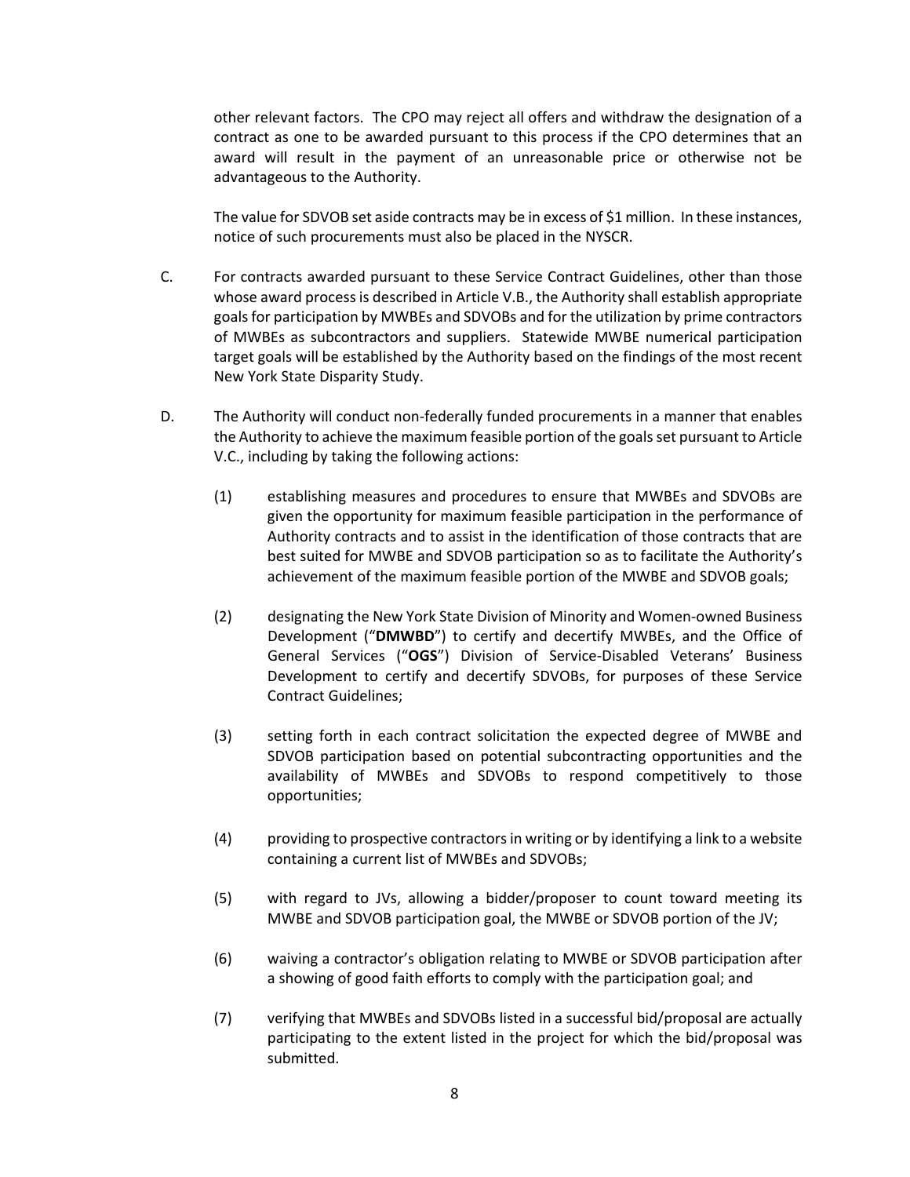other relevant factors. The CPO may reject all offers and withdraw the designation of a contract as one to be awarded pursuant to this process if the CPO determines that an award will result in the payment of an unreasonable price or otherwise not be advantageous to the Authority.

The value for SDVOB set aside contracts may be in excess of $1 million. In these instances, notice of such procurements must also be placed in the NYSCR.

C. For contracts awarded pursuant to these Service Contract Guidelines, other than those whose award process is described in Article V.B., the Authority shall establish appropriate goals for participation by MWBEs and SDVOBs and for the utilization by prime contractors of MWBEs as subcontractors and suppliers. Statewide MWBE numerical participation target goals will be established by the Authority based on the findings of the most recent New York State Disparity Study.

D. The Authority will conduct non-federally funded procurements in a manner that enables the Authority to achieve the maximum feasible portion of the goals set pursuant to Article V.C., including by taking the following actions:

(1) establishing measures and procedures to ensure that MWBEs and SDVOBs are given the opportunity for maximum feasible participation in the performance of Authority contracts and to assist in the identification of those contracts that are best suited for MWBE and SDVOB participation so as to facilitate the Authority's achievement of the maximum feasible portion of the MWBE and SDVOB goals;

(2) designating the New York State Division of Minority and Women-owned Business Development ("**DMWBD**") to certify and decertify MWBEs, and the Office of General Services ("**OGS**") Division of Service-Disabled Veterans' Business Development to certify and decertify SDVOBs, for purposes of these Service Contract Guidelines;

(3) setting forth in each contract solicitation the expected degree of MWBE and SDVOB participation based on potential subcontracting opportunities and the availability of MWBEs and SDVOBs to respond competitively to those opportunities;

(4) providing to prospective contractors in writing or by identifying a link to a website containing a current list of MWBEs and SDVOBs;

(5) with regard to JVs, allowing a bidder/proposer to count toward meeting its MWBE and SDVOB participation goal, the MWBE or SDVOB portion of the JV;

(6) waiving a contractor's obligation relating to MWBE or SDVOB participation after a showing of good faith efforts to comply with the participation goal; and

(7) verifying that MWBEs and SDVOBs listed in a successful bid/proposal are actually participating to the extent listed in the project for which the bid/proposal was submitted.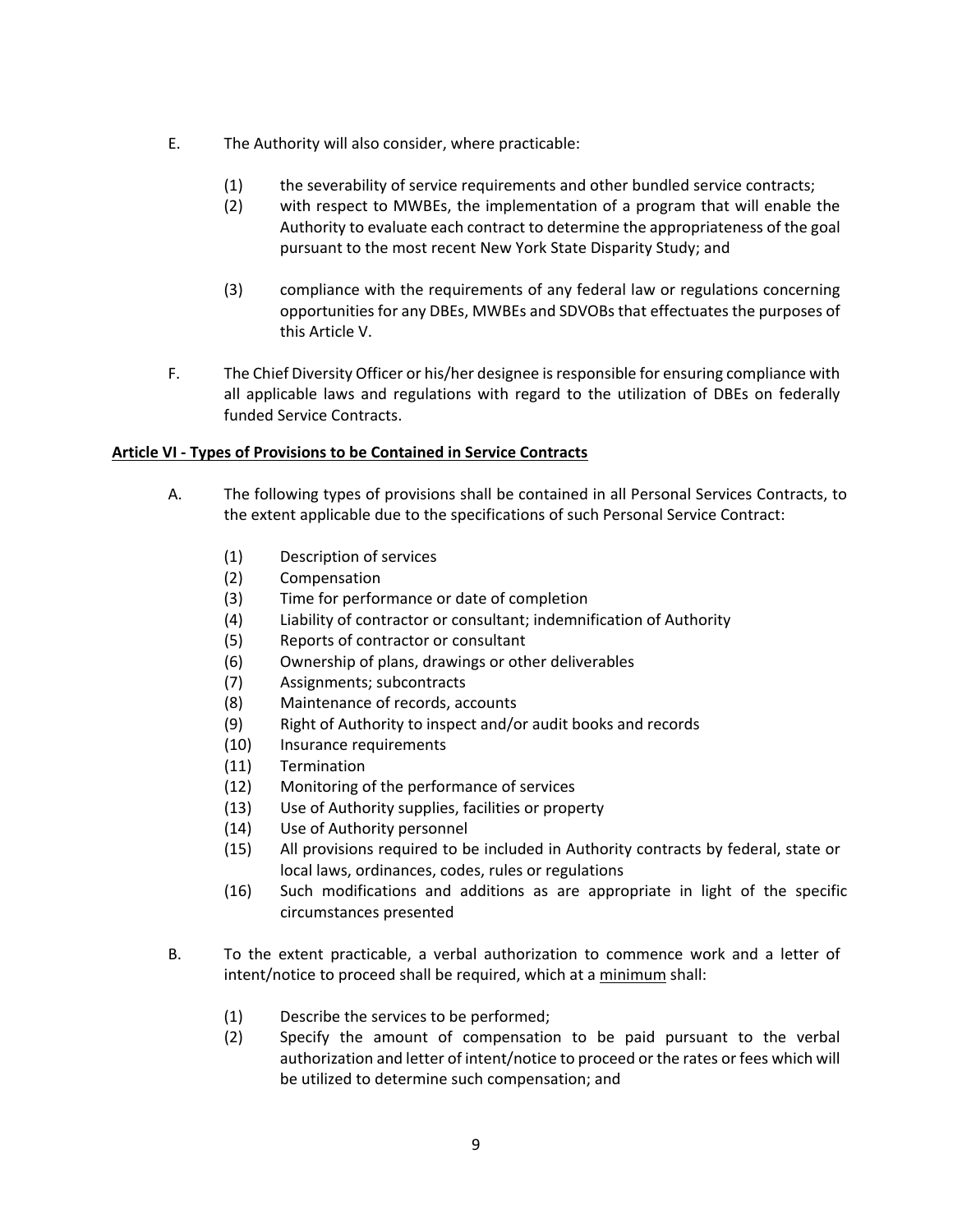E. The Authority will also consider, where practicable:

   (1) the severability of service requirements and other bundled service contracts;
   (2) with respect to MWBEs, the implementation of a program that will enable the Authority to evaluate each contract to determine the appropriateness of the goal pursuant to the most recent New York State Disparity Study; and
   (3) compliance with the requirements of any federal law or regulations concerning opportunities for any DBEs, MWBEs and SDVOBs that effectuates the purposes of this Article V.

F. The Chief Diversity Officer or his/her designee is responsible for ensuring compliance with all applicable laws and regulations with regard to the utilization of DBEs on federally funded Service Contracts.

**Article VI - Types of Provisions to be Contained in Service Contracts**

A. The following types of provisions shall be contained in all Personal Services Contracts, to the extent applicable due to the specifications of such Personal Service Contract:

   (1) Description of services
   (2) Compensation
   (3) Time for performance or date of completion
   (4) Liability of contractor or consultant; indemnification of Authority
   (5) Reports of contractor or consultant
   (6) Ownership of plans, drawings or other deliverables
   (7) Assignments; subcontracts
   (8) Maintenance of records, accounts
   (9) Right of Authority to inspect and/or audit books and records
   (10) Insurance requirements
   (11) Termination
   (12) Monitoring of the performance of services
   (13) Use of Authority supplies, facilities or property
   (14) Use of Authority personnel
   (15) All provisions required to be included in Authority contracts by federal, state or local laws, ordinances, codes, rules or regulations
   (16) Such modifications and additions as are appropriate in light of the specific circumstances presented

B. To the extent practicable, a verbal authorization to commence work and a letter of intent/notice to proceed shall be required, which at a minimum shall:

   (1) Describe the services to be performed;
   (2) Specify the amount of compensation to be paid pursuant to the verbal authorization and letter of intent/notice to proceed or the rates or fees which will be utilized to determine such compensation; and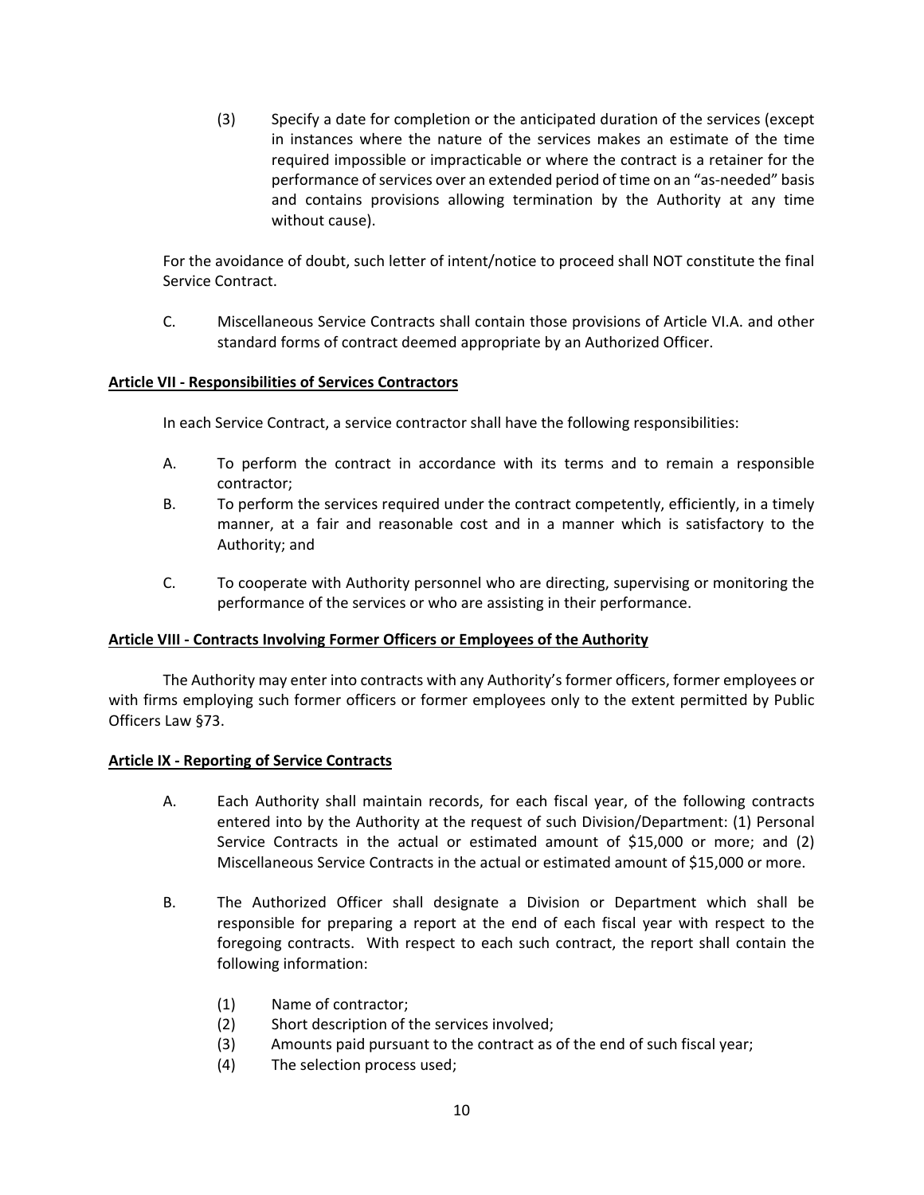(3) Specify a date for completion or the anticipated duration of the services (except in instances where the nature of the services makes an estimate of the time required impossible or impracticable or where the contract is a retainer for the performance of services over an extended period of time on an "as-needed" basis and contains provisions allowing termination by the Authority at any time without cause).

For the avoidance of doubt, such letter of intent/notice to proceed shall NOT constitute the final Service Contract.

C. Miscellaneous Service Contracts shall contain those provisions of Article VI.A. and other standard forms of contract deemed appropriate by an Authorized Officer.

**Article VII - Responsibilities of Services Contractors**

In each Service Contract, a service contractor shall have the following responsibilities:

A. To perform the contract in accordance with its terms and to remain a responsible contractor;

B. To perform the services required under the contract competently, efficiently, in a timely manner, at a fair and reasonable cost and in a manner which is satisfactory to the Authority; and

C. To cooperate with Authority personnel who are directing, supervising or monitoring the performance of the services or who are assisting in their performance.

**Article VIII - Contracts Involving Former Officers or Employees of the Authority**

The Authority may enter into contracts with any Authority's former officers, former employees or with firms employing such former officers or former employees only to the extent permitted by Public Officers Law §73.

**Article IX - Reporting of Service Contracts**

A. Each Authority shall maintain records, for each fiscal year, of the following contracts entered into by the Authority at the request of such Division/Department: (1) Personal Service Contracts in the actual or estimated amount of $15,000 or more; and (2) Miscellaneous Service Contracts in the actual or estimated amount of $15,000 or more.

B. The Authorized Officer shall designate a Division or Department which shall be responsible for preparing a report at the end of each fiscal year with respect to the foregoing contracts. With respect to each such contract, the report shall contain the following information:

(1) Name of contractor;
(2) Short description of the services involved;
(3) Amounts paid pursuant to the contract as of the end of such fiscal year;
(4) The selection process used;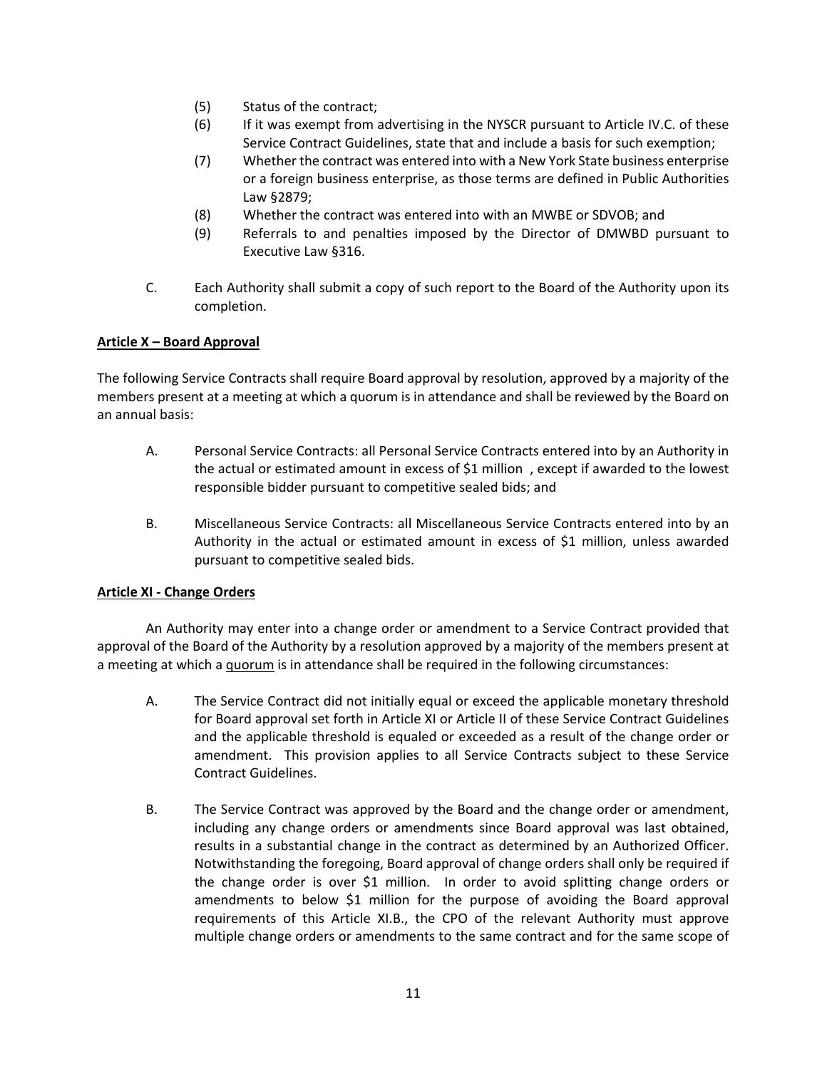(5) Status of the contract;

(6) If it was exempt from advertising in the NYSCR pursuant to Article IV.C. of these Service Contract Guidelines, state that and include a basis for such exemption;

(7) Whether the contract was entered into with a New York State business enterprise or a foreign business enterprise, as those terms are defined in Public Authorities Law §2879;

(8) Whether the contract was entered into with an MWBE or SDVOB; and

(9) Referrals to and penalties imposed by the Director of DMWBD pursuant to Executive Law §316.

C. Each Authority shall submit a copy of such report to the Board of the Authority upon its completion.

**Article X – Board Approval**

The following Service Contracts shall require Board approval by resolution, approved by a majority of the members present at a meeting at which a quorum is in attendance and shall be reviewed by the Board on an annual basis:

A. Personal Service Contracts: all Personal Service Contracts entered into by an Authority in the actual or estimated amount in excess of $1 million , except if awarded to the lowest responsible bidder pursuant to competitive sealed bids; and

B. Miscellaneous Service Contracts: all Miscellaneous Service Contracts entered into by an Authority in the actual or estimated amount in excess of $1 million, unless awarded pursuant to competitive sealed bids.

**Article XI - Change Orders**

An Authority may enter into a change order or amendment to a Service Contract provided that approval of the Board of the Authority by a resolution approved by a majority of the members present at a meeting at which a quorum is in attendance shall be required in the following circumstances:

A. The Service Contract did not initially equal or exceed the applicable monetary threshold for Board approval set forth in Article XI or Article II of these Service Contract Guidelines and the applicable threshold is equaled or exceeded as a result of the change order or amendment. This provision applies to all Service Contracts subject to these Service Contract Guidelines.

B. The Service Contract was approved by the Board and the change order or amendment, including any change orders or amendments since Board approval was last obtained, results in a substantial change in the contract as determined by an Authorized Officer. Notwithstanding the foregoing, Board approval of change orders shall only be required if the change order is over $1 million. In order to avoid splitting change orders or amendments to below $1 million for the purpose of avoiding the Board approval requirements of this Article XI.B., the CPO of the relevant Authority must approve multiple change orders or amendments to the same contract and for the same scope of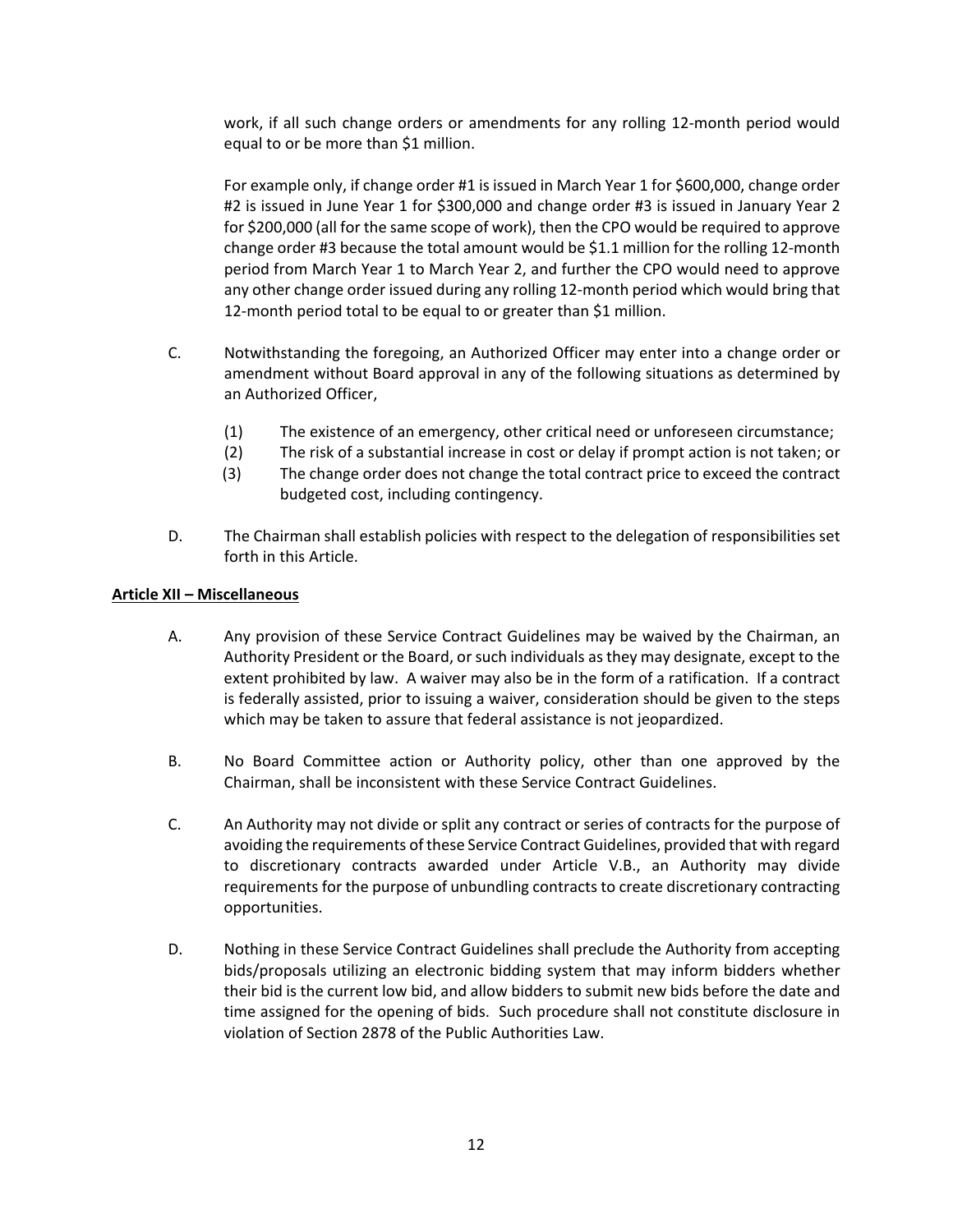work, if all such change orders or amendments for any rolling 12-month period would equal to or be more than $1 million.

For example only, if change order #1 is issued in March Year 1 for $600,000, change order #2 is issued in June Year 1 for $300,000 and change order #3 is issued in January Year 2 for $200,000 (all for the same scope of work), then the CPO would be required to approve change order #3 because the total amount would be $1.1 million for the rolling 12-month period from March Year 1 to March Year 2, and further the CPO would need to approve any other change order issued during any rolling 12-month period which would bring that 12-month period total to be equal to or greater than $1 million.

C. Notwithstanding the foregoing, an Authorized Officer may enter into a change order or amendment without Board approval in any of the following situations as determined by an Authorized Officer,

   (1) The existence of an emergency, other critical need or unforeseen circumstance;
   (2) The risk of a substantial increase in cost or delay if prompt action is not taken; or
   (3) The change order does not change the total contract price to exceed the contract budgeted cost, including contingency.

D. The Chairman shall establish policies with respect to the delegation of responsibilities set forth in this Article.

**Article XII – Miscellaneous**

A. Any provision of these Service Contract Guidelines may be waived by the Chairman, an Authority President or the Board, or such individuals as they may designate, except to the extent prohibited by law. A waiver may also be in the form of a ratification. If a contract is federally assisted, prior to issuing a waiver, consideration should be given to the steps which may be taken to assure that federal assistance is not jeopardized.

B. No Board Committee action or Authority policy, other than one approved by the Chairman, shall be inconsistent with these Service Contract Guidelines.

C. An Authority may not divide or split any contract or series of contracts for the purpose of avoiding the requirements of these Service Contract Guidelines, provided that with regard to discretionary contracts awarded under Article V.B., an Authority may divide requirements for the purpose of unbundling contracts to create discretionary contracting opportunities.

D. Nothing in these Service Contract Guidelines shall preclude the Authority from accepting bids/proposals utilizing an electronic bidding system that may inform bidders whether their bid is the current low bid, and allow bidders to submit new bids before the date and time assigned for the opening of bids. Such procedure shall not constitute disclosure in violation of Section 2878 of the Public Authorities Law.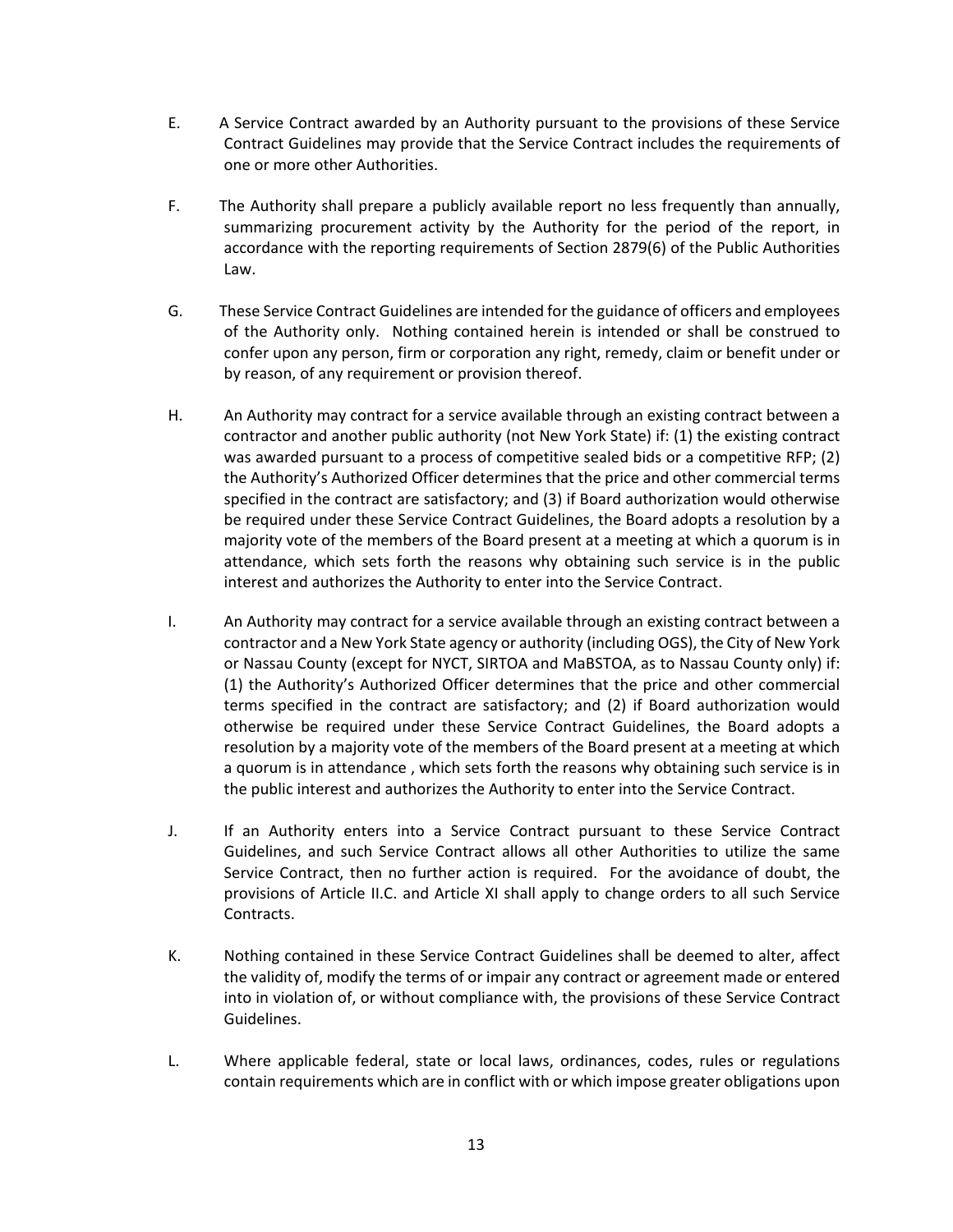E. A Service Contract awarded by an Authority pursuant to the provisions of these Service Contract Guidelines may provide that the Service Contract includes the requirements of one or more other Authorities.

F. The Authority shall prepare a publicly available report no less frequently than annually, summarizing procurement activity by the Authority for the period of the report, in accordance with the reporting requirements of Section 2879(6) of the Public Authorities Law.

G. These Service Contract Guidelines are intended for the guidance of officers and employees of the Authority only. Nothing contained herein is intended or shall be construed to confer upon any person, firm or corporation any right, remedy, claim or benefit under or by reason, of any requirement or provision thereof.

H. An Authority may contract for a service available through an existing contract between a contractor and another public authority (not New York State) if: (1) the existing contract was awarded pursuant to a process of competitive sealed bids or a competitive RFP; (2) the Authority's Authorized Officer determines that the price and other commercial terms specified in the contract are satisfactory; and (3) if Board authorization would otherwise be required under these Service Contract Guidelines, the Board adopts a resolution by a majority vote of the members of the Board present at a meeting at which a quorum is in attendance, which sets forth the reasons why obtaining such service is in the public interest and authorizes the Authority to enter into the Service Contract.

I. An Authority may contract for a service available through an existing contract between a contractor and a New York State agency or authority (including OGS), the City of New York or Nassau County (except for NYCT, SIRTOA and MaBSTOA, as to Nassau County only) if: (1) the Authority's Authorized Officer determines that the price and other commercial terms specified in the contract are satisfactory; and (2) if Board authorization would otherwise be required under these Service Contract Guidelines, the Board adopts a resolution by a majority vote of the members of the Board present at a meeting at which a quorum is in attendance , which sets forth the reasons why obtaining such service is in the public interest and authorizes the Authority to enter into the Service Contract.

J. If an Authority enters into a Service Contract pursuant to these Service Contract Guidelines, and such Service Contract allows all other Authorities to utilize the same Service Contract, then no further action is required. For the avoidance of doubt, the provisions of Article II.C. and Article XI shall apply to change orders to all such Service Contracts.

K. Nothing contained in these Service Contract Guidelines shall be deemed to alter, affect the validity of, modify the terms of or impair any contract or agreement made or entered into in violation of, or without compliance with, the provisions of these Service Contract Guidelines.

L. Where applicable federal, state or local laws, ordinances, codes, rules or regulations contain requirements which are in conflict with or which impose greater obligations upon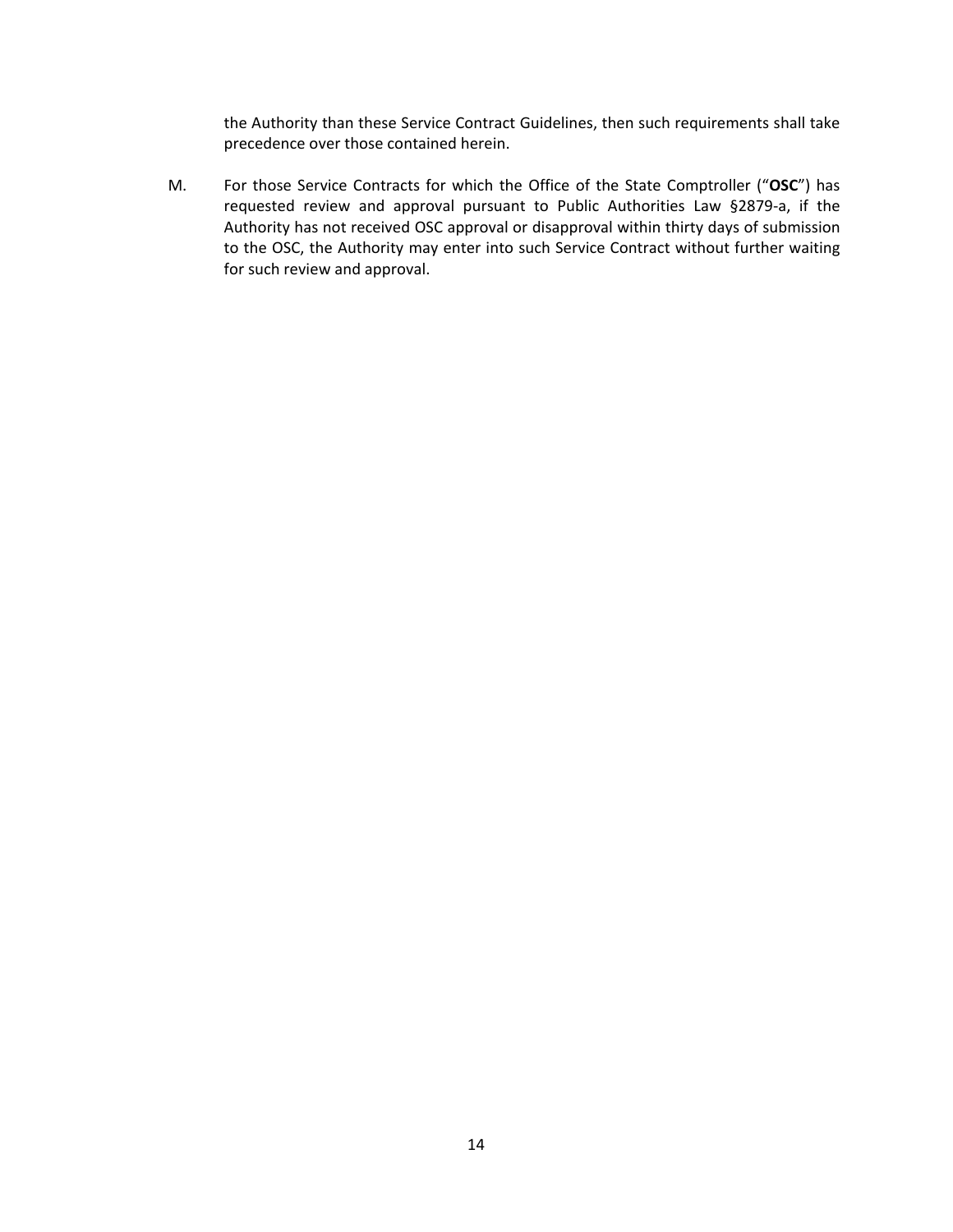the Authority than these Service Contract Guidelines, then such requirements shall take precedence over those contained herein.

M. For those Service Contracts for which the Office of the State Comptroller ("**OSC**") has requested review and approval pursuant to Public Authorities Law §2879-a, if the Authority has not received OSC approval or disapproval within thirty days of submission to the OSC, the Authority may enter into such Service Contract without further waiting for such review and approval.